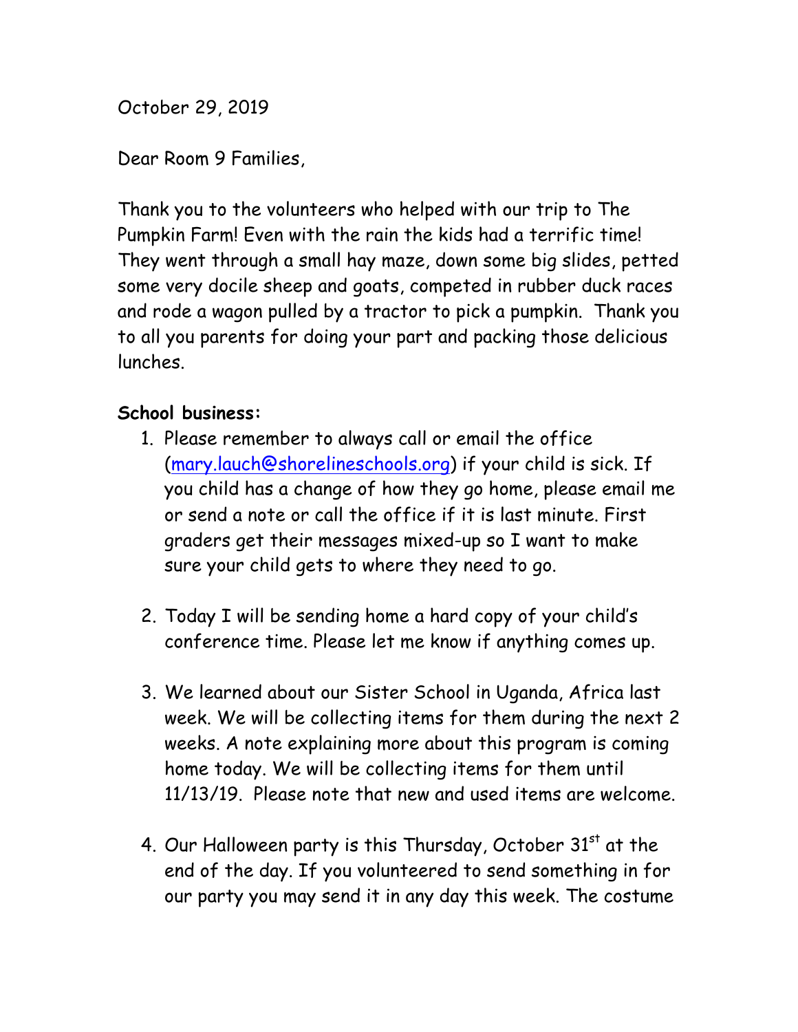October 29, 2019

Dear Room 9 Families,

Thank you to the volunteers who helped with our trip to The Pumpkin Farm! Even with the rain the kids had a terrific time! They went through a small hay maze, down some big slides, petted some very docile sheep and goats, competed in rubber duck races and rode a wagon pulled by a tractor to pick a pumpkin. Thank you to all you parents for doing your part and packing those delicious lunches.

**School business:**

1. Please remember to always call or email the office (mary.lauch@shorelineschools.org) if your child is sick. If you child has a change of how they go home, please email me or send a note or call the office if it is last minute. First graders get their messages mixed-up so I want to make sure your child gets to where they need to go.

2. Today I will be sending home a hard copy of your child's conference time. Please let me know if anything comes up.

3. We learned about our Sister School in Uganda, Africa last week. We will be collecting items for them during the next 2 weeks. A note explaining more about this program is coming home today. We will be collecting items for them until 11/13/19. Please note that new and used items are welcome.

4. Our Halloween party is this Thursday, October 31st at the end of the day. If you volunteered to send something in for our party you may send it in any day this week. The costume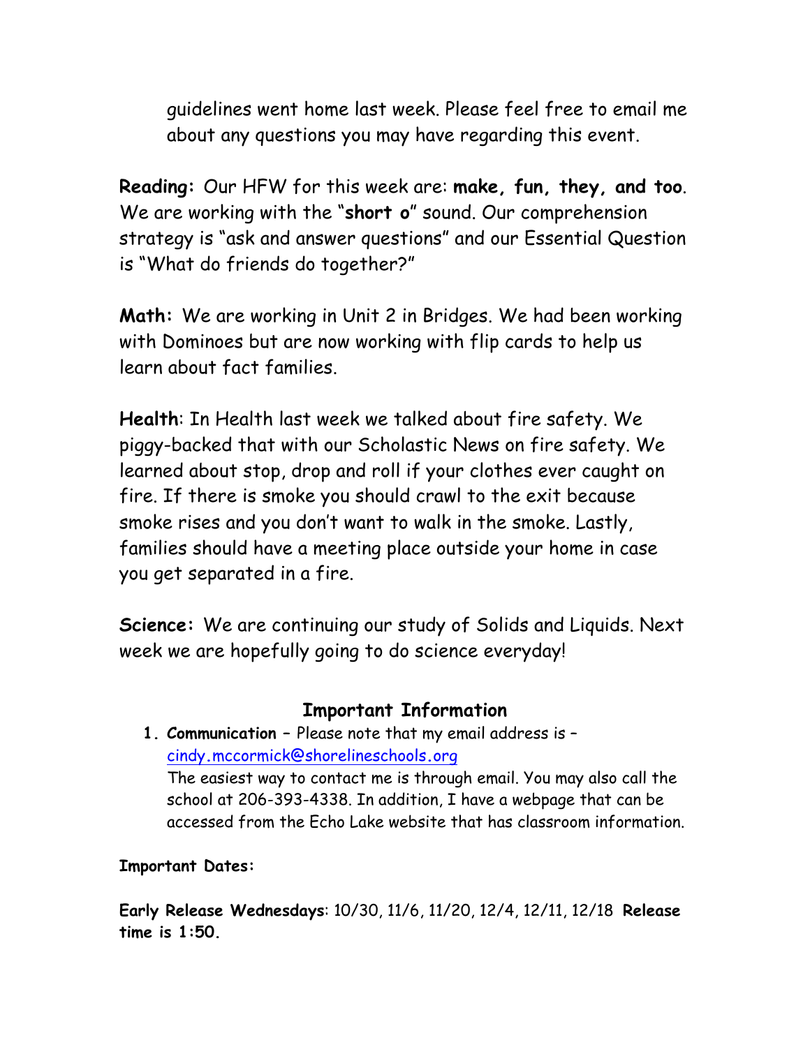guidelines went home last week. Please feel free to email me about any questions you may have regarding this event.

**Reading:** Our HFW for this week are: **make, fun, they, and too**. We are working with the "**short o**" sound. Our comprehension strategy is "ask and answer questions" and our Essential Question is "What do friends do together?"

**Math:** We are working in Unit 2 in Bridges. We had been working with Dominoes but are now working with flip cards to help us learn about fact families.

**Health**: In Health last week we talked about fire safety. We piggy-backed that with our Scholastic News on fire safety. We learned about stop, drop and roll if your clothes ever caught on fire. If there is smoke you should crawl to the exit because smoke rises and you don't want to walk in the smoke. Lastly, families should have a meeting place outside your home in case you get separated in a fire.

**Science:** We are continuing our study of Solids and Liquids. Next week we are hopefully going to do science everyday!

## Important Information

1. **Communication** – Please note that my email address is – cindy.mccormick@shorelineschools.org
   The easiest way to contact me is through email. You may also call the school at 206-393-4338. In addition, I have a webpage that can be accessed from the Echo Lake website that has classroom information.

**Important Dates:**

**Early Release Wednesdays**: 10/30, 11/6, 11/20, 12/4, 12/11, 12/18 **Release time is 1:50.**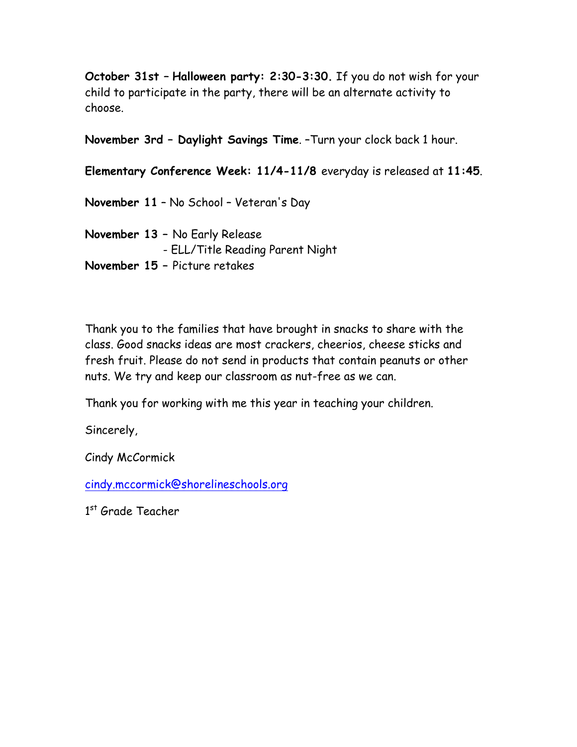**October 31st – Halloween party: 2:30-3:30.** If you do not wish for your child to participate in the party, there will be an alternate activity to choose.

**November 3rd – Daylight Savings Time**. –Turn your clock back 1 hour.

**Elementary Conference Week: 11/4-11/8** everyday is released at **11:45**.

**November 11** – No School – Veteran's Day

**November 13** – No Early Release
- ELL/Title Reading Parent Night

**November 15** – Picture retakes

Thank you to the families that have brought in snacks to share with the class. Good snacks ideas are most crackers, cheerios, cheese sticks and fresh fruit. Please do not send in products that contain peanuts or other nuts. We try and keep our classroom as nut-free as we can.

Thank you for working with me this year in teaching your children.

Sincerely,

Cindy McCormick

cindy.mccormick@shorelineschools.org

1st Grade Teacher